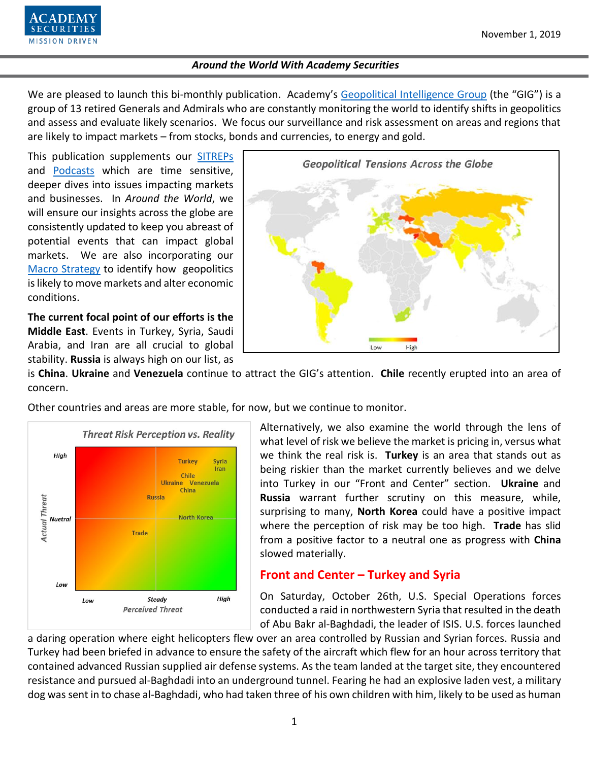November 1, 2019

**_Around the World With Academy Securities_**

We are pleased to launch this bi-monthly publication. Academy's Geopolitical Intelligence Group (the "GIG") is a group of 13 retired Generals and Admirals who are constantly monitoring the world to identify shifts in geopolitics and assess and evaluate likely scenarios. We focus our surveillance and risk assessment on areas and regions that are likely to impact markets – from stocks, bonds and currencies, to energy and gold.

This publication supplements our SITREPs and Podcasts which are time sensitive, deeper dives into issues impacting markets and businesses. In *Around the World*, we will ensure our insights across the globe are consistently updated to keep you abreast of potential events that can impact global markets. We are also incorporating our Macro Strategy to identify how geopolitics is likely to move markets and alter economic conditions.

**The current focal point of our efforts is the Middle East**. Events in Turkey, Syria, Saudi Arabia, and Iran are all crucial to global stability. **Russia** is always high on our list, as is **China**. **Ukraine** and **Venezuela** continue to attract the GIG's attention. **Chile** recently erupted into an area of concern.

Other countries and areas are more stable, for now, but we continue to monitor.

Alternatively, we also examine the world through the lens of what level of risk we believe the market is pricing in, versus what we think the real risk is. **Turkey** is an area that stands out as being riskier than the market currently believes and we delve into Turkey in our "Front and Center" section. **Ukraine** and **Russia** warrant further scrutiny on this measure, while, surprising to many, **North Korea** could have a positive impact where the perception of risk may be too high. **Trade** has slid from a positive factor to a neutral one as progress with **China** slowed materially.

## Front and Center – Turkey and Syria

On Saturday, October 26th, U.S. Special Operations forces conducted a raid in northwestern Syria that resulted in the death of Abu Bakr al-Baghdadi, the leader of ISIS. U.S. forces launched a daring operation where eight helicopters flew over an area controlled by Russian and Syrian forces. Russia and Turkey had been briefed in advance to ensure the safety of the aircraft which flew for an hour across territory that contained advanced Russian supplied air defense systems. As the team landed at the target site, they encountered resistance and pursued al-Baghdadi into an underground tunnel. Fearing he had an explosive laden vest, a military dog was sent in to chase al-Baghdadi, who had taken three of his own children with him, likely to be used as human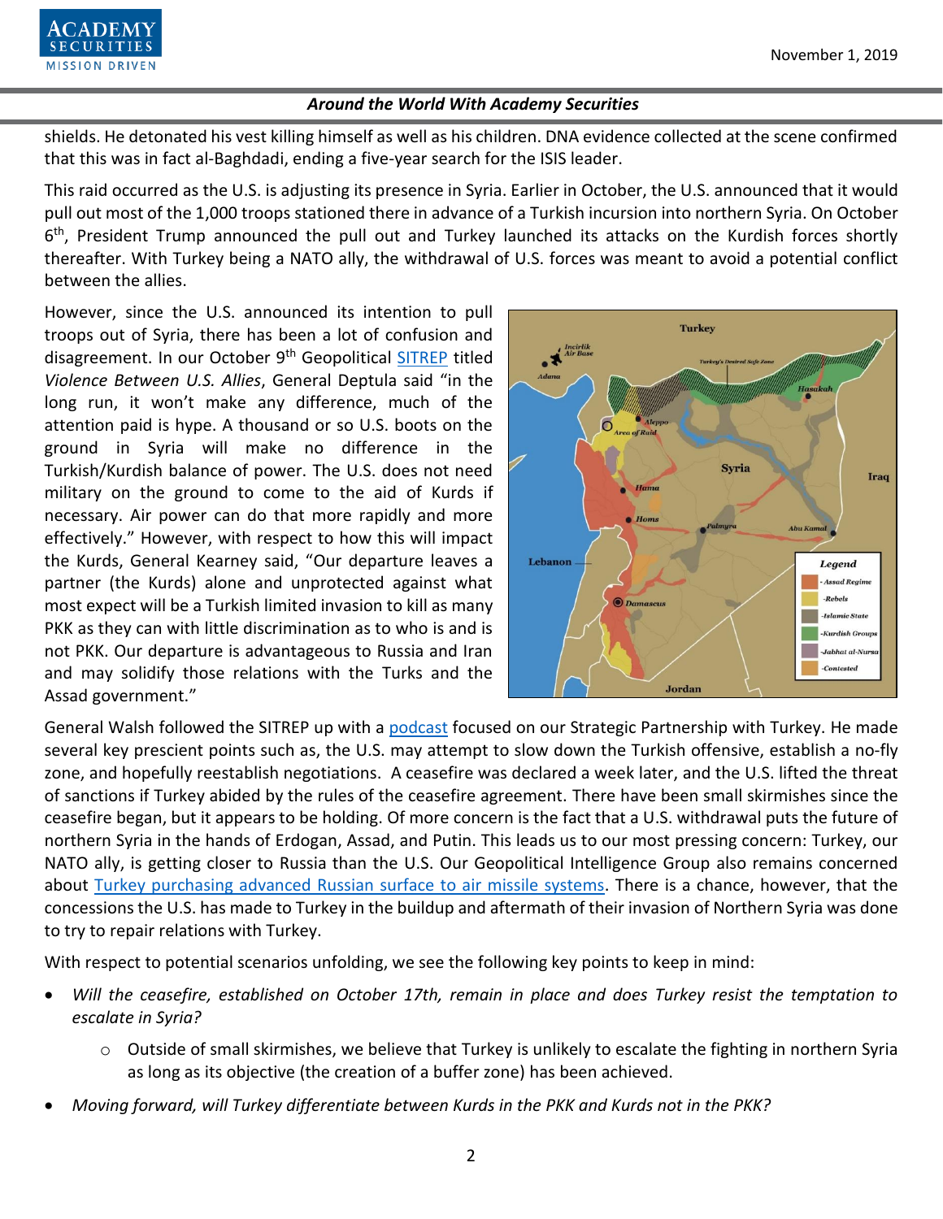shields. He detonated his vest killing himself as well as his children. DNA evidence collected at the scene confirmed that this was in fact al-Baghdadi, ending a five-year search for the ISIS leader.

This raid occurred as the U.S. is adjusting its presence in Syria. Earlier in October, the U.S. announced that it would pull out most of the 1,000 troops stationed there in advance of a Turkish incursion into northern Syria. On October 6th, President Trump announced the pull out and Turkey launched its attacks on the Kurdish forces shortly thereafter. With Turkey being a NATO ally, the withdrawal of U.S. forces was meant to avoid a potential conflict between the allies.

However, since the U.S. announced its intention to pull troops out of Syria, there has been a lot of confusion and disagreement. In our October 9th Geopolitical SITREP titled *Violence Between U.S. Allies*, General Deptula said "in the long run, it won't make any difference, much of the attention paid is hype. A thousand or so U.S. boots on the ground in Syria will make no difference in the Turkish/Kurdish balance of power. The U.S. does not need military on the ground to come to the aid of Kurds if necessary. Air power can do that more rapidly and more effectively." However, with respect to how this will impact the Kurds, General Kearney said, "Our departure leaves a partner (the Kurds) alone and unprotected against what most expect will be a Turkish limited invasion to kill as many PKK as they can with little discrimination as to who is and is not PKK. Our departure is advantageous to Russia and Iran and may solidify those relations with the Turks and the Assad government."

General Walsh followed the SITREP up with a podcast focused on our Strategic Partnership with Turkey. He made several key prescient points such as, the U.S. may attempt to slow down the Turkish offensive, establish a no-fly zone, and hopefully reestablish negotiations. A ceasefire was declared a week later, and the U.S. lifted the threat of sanctions if Turkey abided by the rules of the ceasefire agreement. There have been small skirmishes since the ceasefire began, but it appears to be holding. Of more concern is the fact that a U.S. withdrawal puts the future of northern Syria in the hands of Erdogan, Assad, and Putin. This leads us to our most pressing concern: Turkey, our NATO ally, is getting closer to Russia than the U.S. Our Geopolitical Intelligence Group also remains concerned about Turkey purchasing advanced Russian surface to air missile systems. There is a chance, however, that the concessions the U.S. has made to Turkey in the buildup and aftermath of their invasion of Northern Syria was done to try to repair relations with Turkey.

With respect to potential scenarios unfolding, we see the following key points to keep in mind:

- *Will the ceasefire, established on October 17th, remain in place and does Turkey resist the temptation to escalate in Syria?*
    - Outside of small skirmishes, we believe that Turkey is unlikely to escalate the fighting in northern Syria as long as its objective (the creation of a buffer zone) has been achieved.
- *Moving forward, will Turkey differentiate between Kurds in the PKK and Kurds not in the PKK?*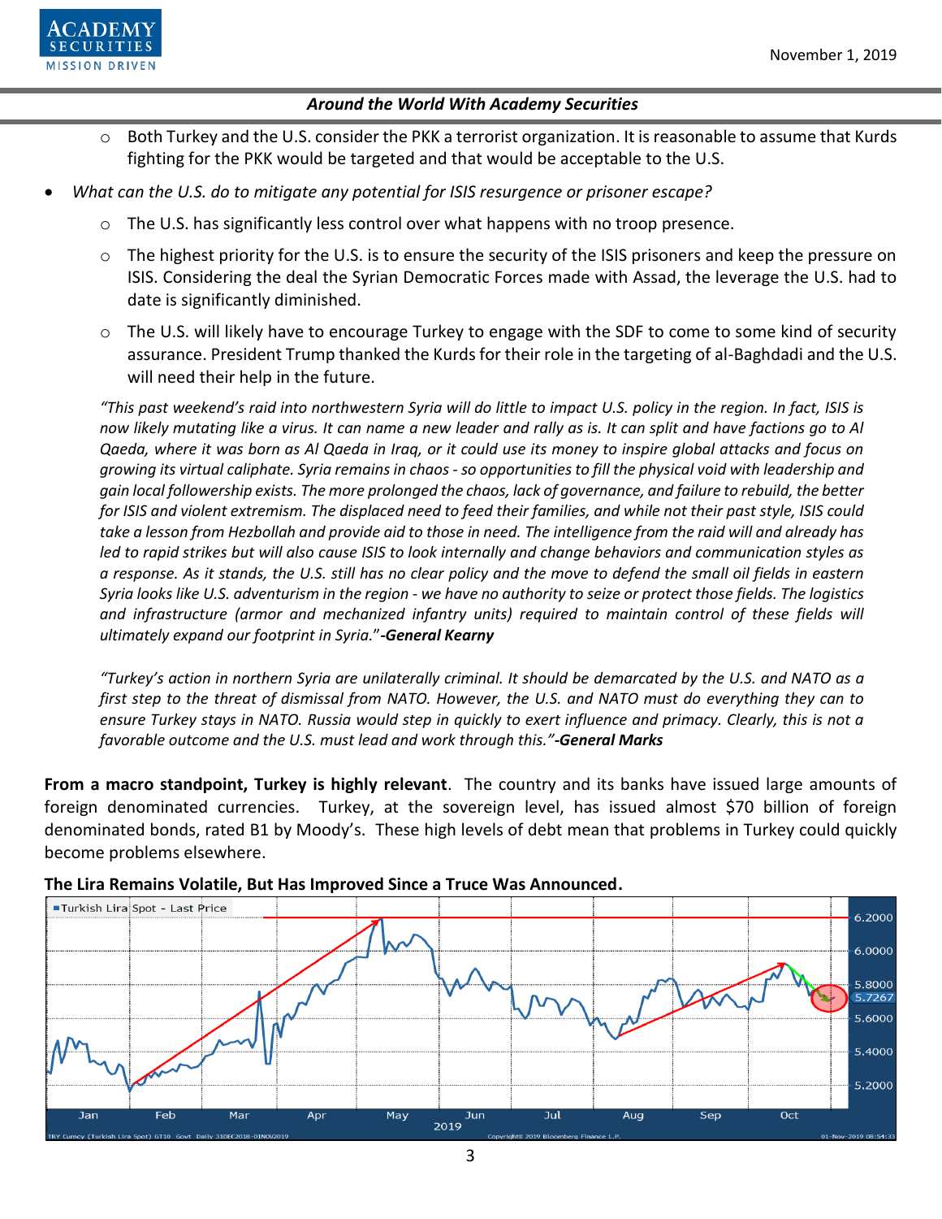- Both Turkey and the U.S. consider the PKK a terrorist organization. It is reasonable to assume that Kurds fighting for the PKK would be targeted and that would be acceptable to the U.S.

- *What can the U.S. do to mitigate any potential for ISIS resurgence or prisoner escape?*
    - The U.S. has significantly less control over what happens with no troop presence.
    - The highest priority for the U.S. is to ensure the security of the ISIS prisoners and keep the pressure on ISIS. Considering the deal the Syrian Democratic Forces made with Assad, the leverage the U.S. had to date is significantly diminished.
    - The U.S. will likely have to encourage Turkey to engage with the SDF to come to some kind of security assurance. President Trump thanked the Kurds for their role in the targeting of al-Baghdadi and the U.S. will need their help in the future.

*"This past weekend's raid into northwestern Syria will do little to impact U.S. policy in the region. In fact, ISIS is now likely mutating like a virus. It can name a new leader and rally as is. It can split and have factions go to Al Qaeda, where it was born as Al Qaeda in Iraq, or it could use its money to inspire global attacks and focus on growing its virtual caliphate. Syria remains in chaos - so opportunities to fill the physical void with leadership and gain local followership exists. The more prolonged the chaos, lack of governance, and failure to rebuild, the better for ISIS and violent extremism. The displaced need to feed their families, and while not their past style, ISIS could take a lesson from Hezbollah and provide aid to those in need. The intelligence from the raid will and already has led to rapid strikes but will also cause ISIS to look internally and change behaviors and communication styles as a response. As it stands, the U.S. still has no clear policy and the move to defend the small oil fields in eastern Syria looks like U.S. adventurism in the region - we have no authority to seize or protect those fields. The logistics and infrastructure (armor and mechanized infantry units) required to maintain control of these fields will ultimately expand our footprint in Syria."* ***-General Kearny***

*"Turkey's action in northern Syria are unilaterally criminal. It should be demarcated by the U.S. and NATO as a first step to the threat of dismissal from NATO. However, the U.S. and NATO must do everything they can to ensure Turkey stays in NATO. Russia would step in quickly to exert influence and primacy. Clearly, this is not a favorable outcome and the U.S. must lead and work through this."* ***-General Marks***

**From a macro standpoint, Turkey is highly relevant**. The country and its banks have issued large amounts of foreign denominated currencies. Turkey, at the sovereign level, has issued almost $70 billion of foreign denominated bonds, rated B1 by Moody's. These high levels of debt mean that problems in Turkey could quickly become problems elsewhere.

**The Lira Remains Volatile, But Has Improved Since a Truce Was Announced.**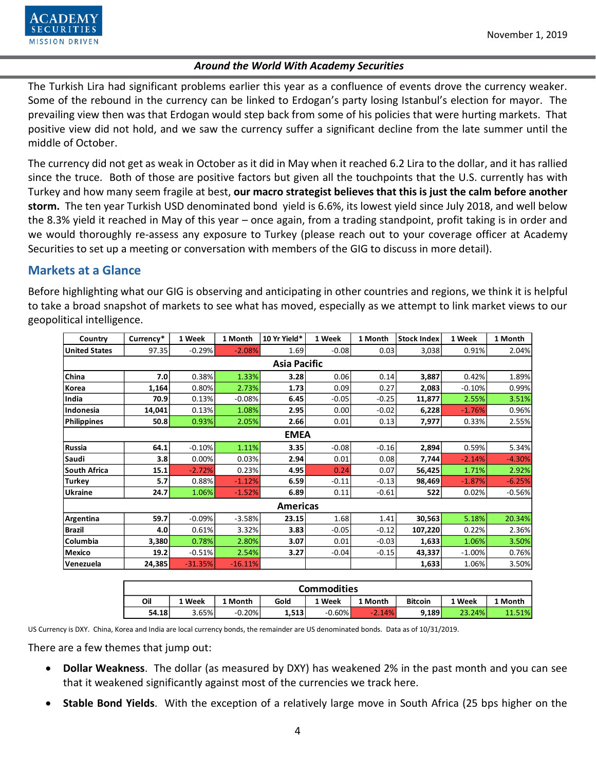The Turkish Lira had significant problems earlier this year as a confluence of events drove the currency weaker. Some of the rebound in the currency can be linked to Erdogan's party losing Istanbul's election for mayor. The prevailing view then was that Erdogan would step back from some of his policies that were hurting markets. That positive view did not hold, and we saw the currency suffer a significant decline from the late summer until the middle of October.

The currency did not get as weak in October as it did in May when it reached 6.2 Lira to the dollar, and it has rallied since the truce. Both of those are positive factors but given all the touchpoints that the U.S. currently has with Turkey and how many seem fragile at best, **our macro strategist believes that this is just the calm before another storm.** The ten year Turkish USD denominated bond yield is 6.6%, its lowest yield since July 2018, and well below the 8.3% yield it reached in May of this year – once again, from a trading standpoint, profit taking is in order and we would thoroughly re-assess any exposure to Turkey (please reach out to your coverage officer at Academy Securities to set up a meeting or conversation with members of the GIG to discuss in more detail).

## Markets at a Glance

Before highlighting what our GIG is observing and anticipating in other countries and regions, we think it is helpful to take a broad snapshot of markets to see what has moved, especially as we attempt to link market views to our geopolitical intelligence.

| Country | Currency* | 1 Week | 1 Month | 10 Yr Yield* | 1 Week | 1 Month | Stock Index | 1 Week | 1 Month |
|---|---|---|---|---|---|---|---|---|---|
| United States | 97.35 | -0.29% | -2.08% | 1.69 | -0.08 | 0.03 | 3,038 | 0.91% | 2.04% |
| **Asia Pacific** | | | | | | | | | |
| China | **7.0** | 0.38% | 1.33% | **3.28** | 0.06 | 0.14 | **3,887** | 0.42% | 1.89% |
| Korea | **1,164** | 0.80% | 2.73% | **1.73** | 0.09 | 0.27 | **2,083** | -0.10% | 0.99% |
| India | **70.9** | 0.13% | -0.08% | **6.45** | -0.05 | -0.25 | **11,877** | 2.55% | 3.51% |
| Indonesia | **14,041** | 0.13% | 1.08% | **2.95** | 0.00 | -0.02 | **6,228** | -1.76% | 0.96% |
| Philippines | **50.8** | 0.93% | 2.05% | **2.66** | 0.01 | 0.13 | **7,977** | 0.33% | 2.55% |
| **EMEA** | | | | | | | | | |
| Russia | **64.1** | -0.10% | 1.11% | **3.35** | -0.08 | -0.16 | **2,894** | 0.59% | 5.34% |
| Saudi | **3.8** | 0.00% | 0.03% | **2.94** | 0.01 | 0.08 | **7,744** | -2.14% | -4.30% |
| South Africa | **15.1** | -2.72% | 0.23% | **4.95** | 0.24 | 0.07 | **56,425** | 1.71% | 2.92% |
| Turkey | **5.7** | 0.88% | -1.12% | **6.59** | -0.11 | -0.13 | **98,469** | -1.87% | -6.25% |
| Ukraine | **24.7** | 1.06% | -1.52% | **6.89** | 0.11 | -0.61 | **522** | 0.02% | -0.56% |
| **Americas** | | | | | | | | | |
| Argentina | **59.7** | -0.09% | -3.58% | **23.15** | 1.68 | 1.41 | **30,563** | 5.18% | 20.34% |
| Brazil | **4.0** | 0.61% | 3.32% | **3.83** | -0.05 | -0.12 | **107,220** | 0.22% | 2.36% |
| Columbia | **3,380** | 0.78% | 2.80% | **3.07** | 0.01 | -0.03 | **1,633** | 1.06% | 3.50% |
| Mexico | **19.2** | -0.51% | 2.54% | **3.27** | -0.04 | -0.15 | **43,337** | -1.00% | 0.76% |
| Venezuela | **24,385** | -31.35% | -16.11% | | | | **1,633** | 1.06% | 3.50% |

| Commodities | | | | | | | | |
|---|---|---|---|---|---|---|---|---|
| Oil | 1 Week | 1 Month | Gold | 1 Week | 1 Month | Bitcoin | 1 Week | 1 Month |
| **54.18** | 3.65% | -0.20% | **1,513** | -0.60% | -2.14% | **9,189** | 23.24% | 11.51% |

US Currency is DXY. China, Korea and India are local currency bonds, the remainder are US denominated bonds. Data as of 10/31/2019.

There are a few themes that jump out:

- **Dollar Weakness**. The dollar (as measured by DXY) has weakened 2% in the past month and you can see that it weakened significantly against most of the currencies we track here.
- **Stable Bond Yields**. With the exception of a relatively large move in South Africa (25 bps higher on the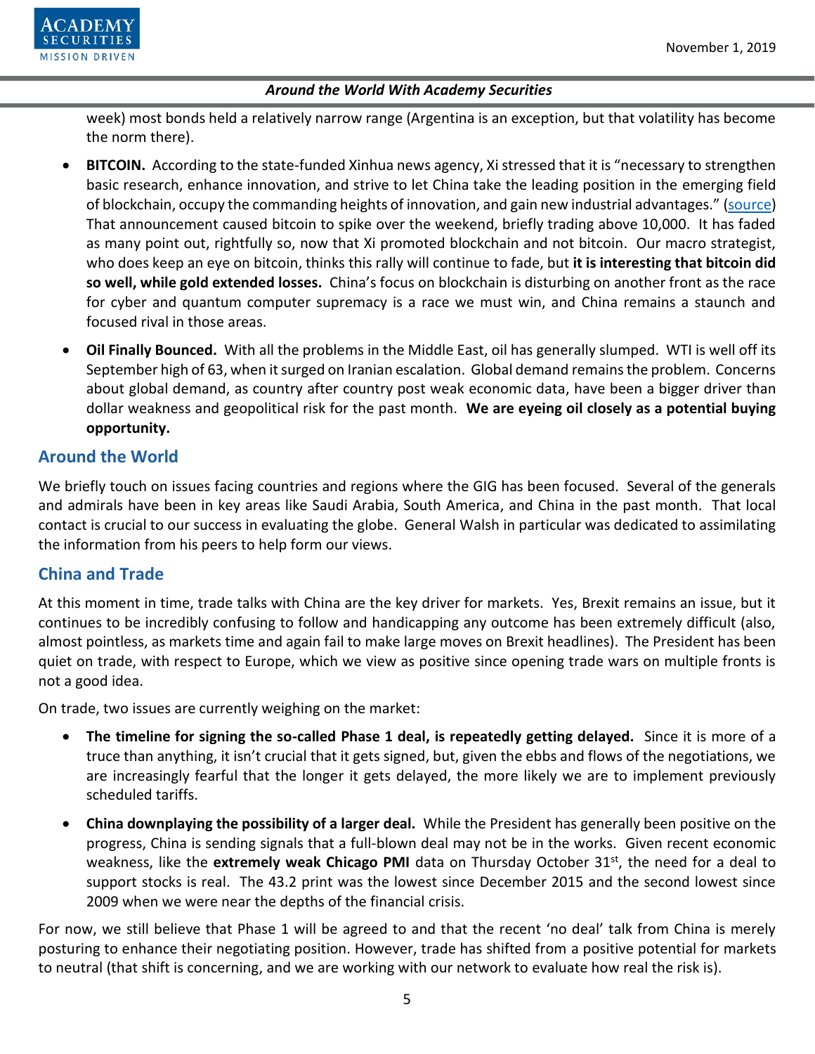week) most bonds held a relatively narrow range (Argentina is an exception, but that volatility has become the norm there).

- **BITCOIN.** According to the state-funded Xinhua news agency, Xi stressed that it is "necessary to strengthen basic research, enhance innovation, and strive to let China take the leading position in the emerging field of blockchain, occupy the commanding heights of innovation, and gain new industrial advantages." (source) That announcement caused bitcoin to spike over the weekend, briefly trading above 10,000. It has faded as many point out, rightfully so, now that Xi promoted blockchain and not bitcoin. Our macro strategist, who does keep an eye on bitcoin, thinks this rally will continue to fade, but **it is interesting that bitcoin did so well, while gold extended losses.** China's focus on blockchain is disturbing on another front as the race for cyber and quantum computer supremacy is a race we must win, and China remains a staunch and focused rival in those areas.
- **Oil Finally Bounced.** With all the problems in the Middle East, oil has generally slumped. WTI is well off its September high of 63, when it surged on Iranian escalation. Global demand remains the problem. Concerns about global demand, as country after country post weak economic data, have been a bigger driver than dollar weakness and geopolitical risk for the past month. **We are eyeing oil closely as a potential buying opportunity.**

## Around the World

We briefly touch on issues facing countries and regions where the GIG has been focused. Several of the generals and admirals have been in key areas like Saudi Arabia, South America, and China in the past month. That local contact is crucial to our success in evaluating the globe. General Walsh in particular was dedicated to assimilating the information from his peers to help form our views.

## China and Trade

At this moment in time, trade talks with China are the key driver for markets. Yes, Brexit remains an issue, but it continues to be incredibly confusing to follow and handicapping any outcome has been extremely difficult (also, almost pointless, as markets time and again fail to make large moves on Brexit headlines). The President has been quiet on trade, with respect to Europe, which we view as positive since opening trade wars on multiple fronts is not a good idea.

On trade, two issues are currently weighing on the market:

- **The timeline for signing the so-called Phase 1 deal, is repeatedly getting delayed.** Since it is more of a truce than anything, it isn't crucial that it gets signed, but, given the ebbs and flows of the negotiations, we are increasingly fearful that the longer it gets delayed, the more likely we are to implement previously scheduled tariffs.
- **China downplaying the possibility of a larger deal.** While the President has generally been positive on the progress, China is sending signals that a full-blown deal may not be in the works. Given recent economic weakness, like the **extremely weak Chicago PMI** data on Thursday October 31st, the need for a deal to support stocks is real. The 43.2 print was the lowest since December 2015 and the second lowest since 2009 when we were near the depths of the financial crisis.

For now, we still believe that Phase 1 will be agreed to and that the recent 'no deal' talk from China is merely posturing to enhance their negotiating position. However, trade has shifted from a positive potential for markets to neutral (that shift is concerning, and we are working with our network to evaluate how real the risk is).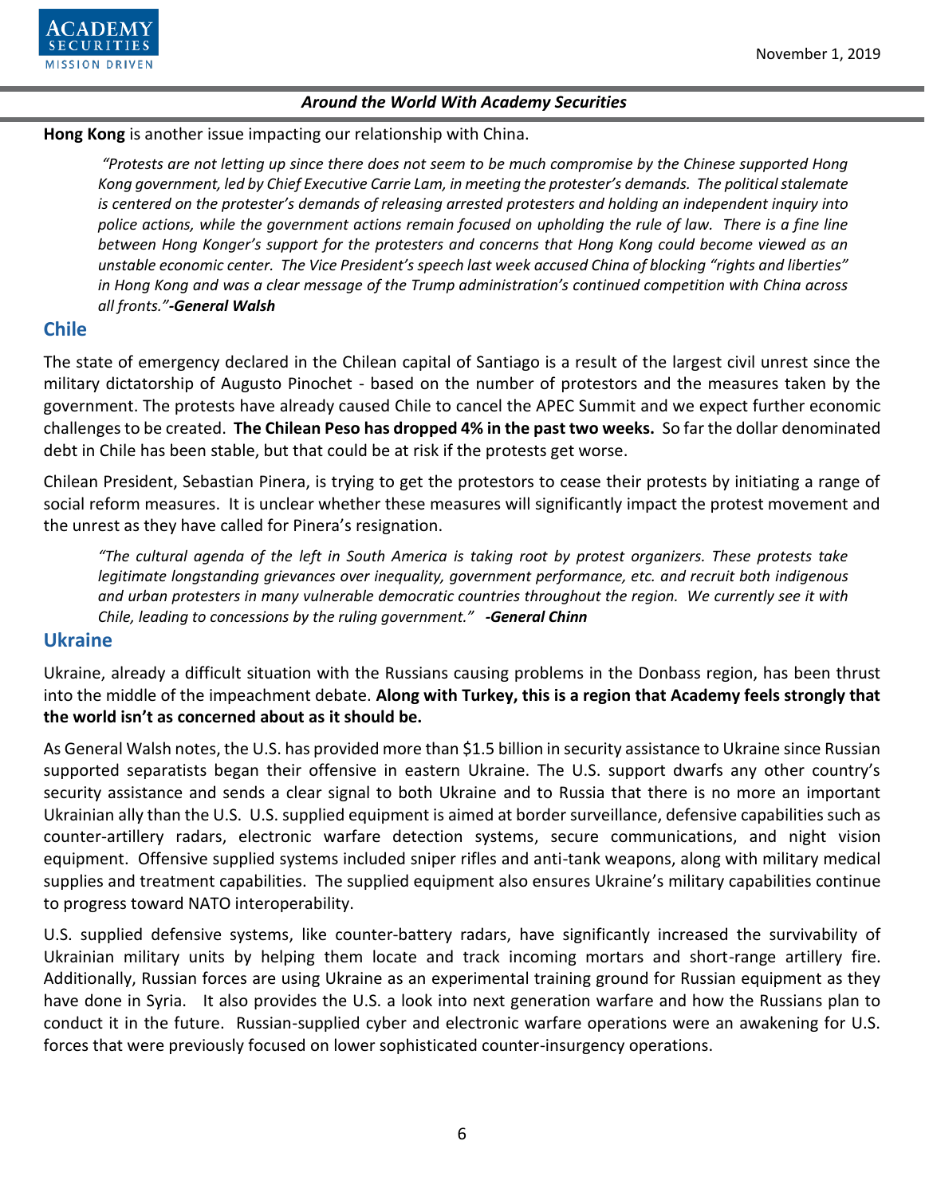**Hong Kong** is another issue impacting our relationship with China.

> *"Protests are not letting up since there does not seem to be much compromise by the Chinese supported Hong Kong government, led by Chief Executive Carrie Lam, in meeting the protester's demands. The political stalemate is centered on the protester's demands of releasing arrested protesters and holding an independent inquiry into police actions, while the government actions remain focused on upholding the rule of law. There is a fine line between Hong Konger's support for the protesters and concerns that Hong Kong could become viewed as an unstable economic center. The Vice President's speech last week accused China of blocking "rights and liberties" in Hong Kong and was a clear message of the Trump administration's continued competition with China across all fronts."**-General Walsh***

## Chile

The state of emergency declared in the Chilean capital of Santiago is a result of the largest civil unrest since the military dictatorship of Augusto Pinochet - based on the number of protestors and the measures taken by the government. The protests have already caused Chile to cancel the APEC Summit and we expect further economic challenges to be created. **The Chilean Peso has dropped 4% in the past two weeks.** So far the dollar denominated debt in Chile has been stable, but that could be at risk if the protests get worse.

Chilean President, Sebastian Pinera, is trying to get the protestors to cease their protests by initiating a range of social reform measures. It is unclear whether these measures will significantly impact the protest movement and the unrest as they have called for Pinera's resignation.

> *"The cultural agenda of the left in South America is taking root by protest organizers. These protests take legitimate longstanding grievances over inequality, government performance, etc. and recruit both indigenous and urban protesters in many vulnerable democratic countries throughout the region. We currently see it with Chile, leading to concessions by the ruling government."* ***-General Chinn***

## Ukraine

Ukraine, already a difficult situation with the Russians causing problems in the Donbass region, has been thrust into the middle of the impeachment debate. **Along with Turkey, this is a region that Academy feels strongly that the world isn't as concerned about as it should be.**

As General Walsh notes, the U.S. has provided more than $1.5 billion in security assistance to Ukraine since Russian supported separatists began their offensive in eastern Ukraine. The U.S. support dwarfs any other country's security assistance and sends a clear signal to both Ukraine and to Russia that there is no more an important Ukrainian ally than the U.S. U.S. supplied equipment is aimed at border surveillance, defensive capabilities such as counter-artillery radars, electronic warfare detection systems, secure communications, and night vision equipment. Offensive supplied systems included sniper rifles and anti-tank weapons, along with military medical supplies and treatment capabilities. The supplied equipment also ensures Ukraine's military capabilities continue to progress toward NATO interoperability.

U.S. supplied defensive systems, like counter-battery radars, have significantly increased the survivability of Ukrainian military units by helping them locate and track incoming mortars and short-range artillery fire. Additionally, Russian forces are using Ukraine as an experimental training ground for Russian equipment as they have done in Syria. It also provides the U.S. a look into next generation warfare and how the Russians plan to conduct it in the future. Russian-supplied cyber and electronic warfare operations were an awakening for U.S. forces that were previously focused on lower sophisticated counter-insurgency operations.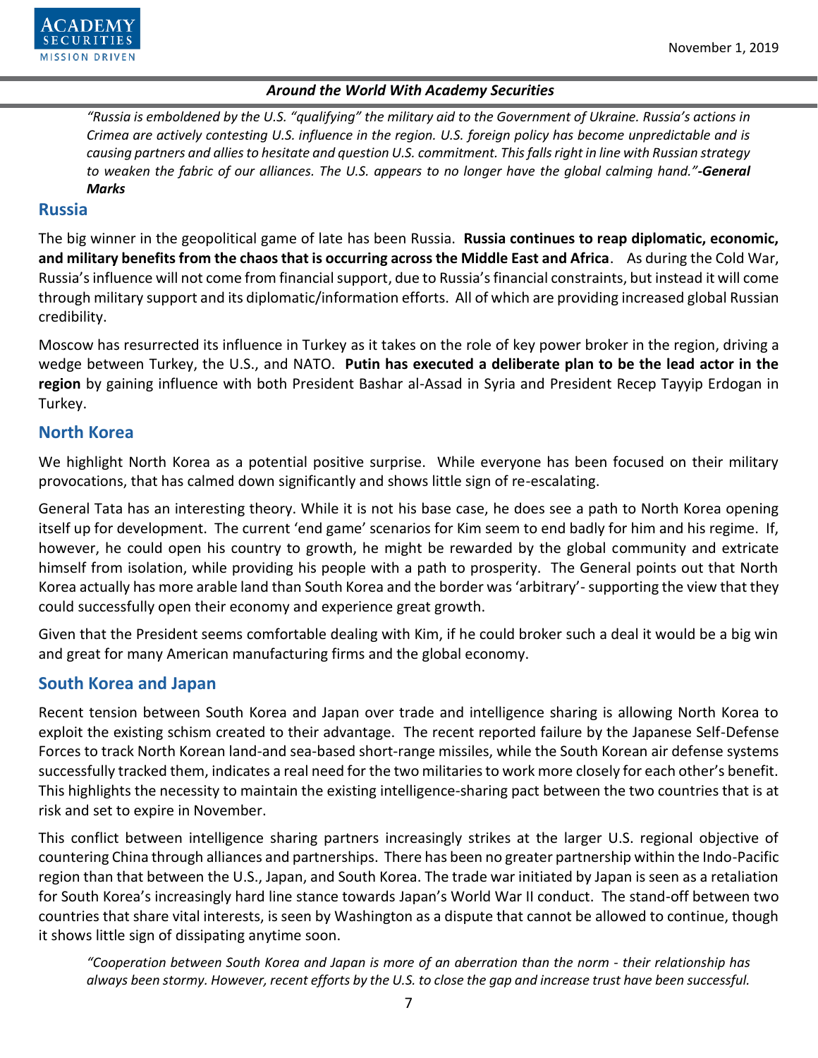*"Russia is emboldened by the U.S. "qualifying" the military aid to the Government of Ukraine. Russia's actions in Crimea are actively contesting U.S. influence in the region. U.S. foreign policy has become unpredictable and is causing partners and allies to hesitate and question U.S. commitment. This falls right in line with Russian strategy to weaken the fabric of our alliances. The U.S. appears to no longer have the global calming hand."**-General Marks***

## Russia

The big winner in the geopolitical game of late has been Russia. **Russia continues to reap diplomatic, economic, and military benefits from the chaos that is occurring across the Middle East and Africa**. As during the Cold War, Russia's influence will not come from financial support, due to Russia's financial constraints, but instead it will come through military support and its diplomatic/information efforts. All of which are providing increased global Russian credibility.

Moscow has resurrected its influence in Turkey as it takes on the role of key power broker in the region, driving a wedge between Turkey, the U.S., and NATO. **Putin has executed a deliberate plan to be the lead actor in the region** by gaining influence with both President Bashar al-Assad in Syria and President Recep Tayyip Erdogan in Turkey.

## North Korea

We highlight North Korea as a potential positive surprise. While everyone has been focused on their military provocations, that has calmed down significantly and shows little sign of re-escalating.

General Tata has an interesting theory. While it is not his base case, he does see a path to North Korea opening itself up for development. The current 'end game' scenarios for Kim seem to end badly for him and his regime. If, however, he could open his country to growth, he might be rewarded by the global community and extricate himself from isolation, while providing his people with a path to prosperity. The General points out that North Korea actually has more arable land than South Korea and the border was 'arbitrary'- supporting the view that they could successfully open their economy and experience great growth.

Given that the President seems comfortable dealing with Kim, if he could broker such a deal it would be a big win and great for many American manufacturing firms and the global economy.

## South Korea and Japan

Recent tension between South Korea and Japan over trade and intelligence sharing is allowing North Korea to exploit the existing schism created to their advantage. The recent reported failure by the Japanese Self-Defense Forces to track North Korean land-and sea-based short-range missiles, while the South Korean air defense systems successfully tracked them, indicates a real need for the two militaries to work more closely for each other's benefit. This highlights the necessity to maintain the existing intelligence-sharing pact between the two countries that is at risk and set to expire in November.

This conflict between intelligence sharing partners increasingly strikes at the larger U.S. regional objective of countering China through alliances and partnerships. There has been no greater partnership within the Indo-Pacific region than that between the U.S., Japan, and South Korea. The trade war initiated by Japan is seen as a retaliation for South Korea's increasingly hard line stance towards Japan's World War II conduct. The stand-off between two countries that share vital interests, is seen by Washington as a dispute that cannot be allowed to continue, though it shows little sign of dissipating anytime soon.

*"Cooperation between South Korea and Japan is more of an aberration than the norm - their relationship has always been stormy. However, recent efforts by the U.S. to close the gap and increase trust have been successful.*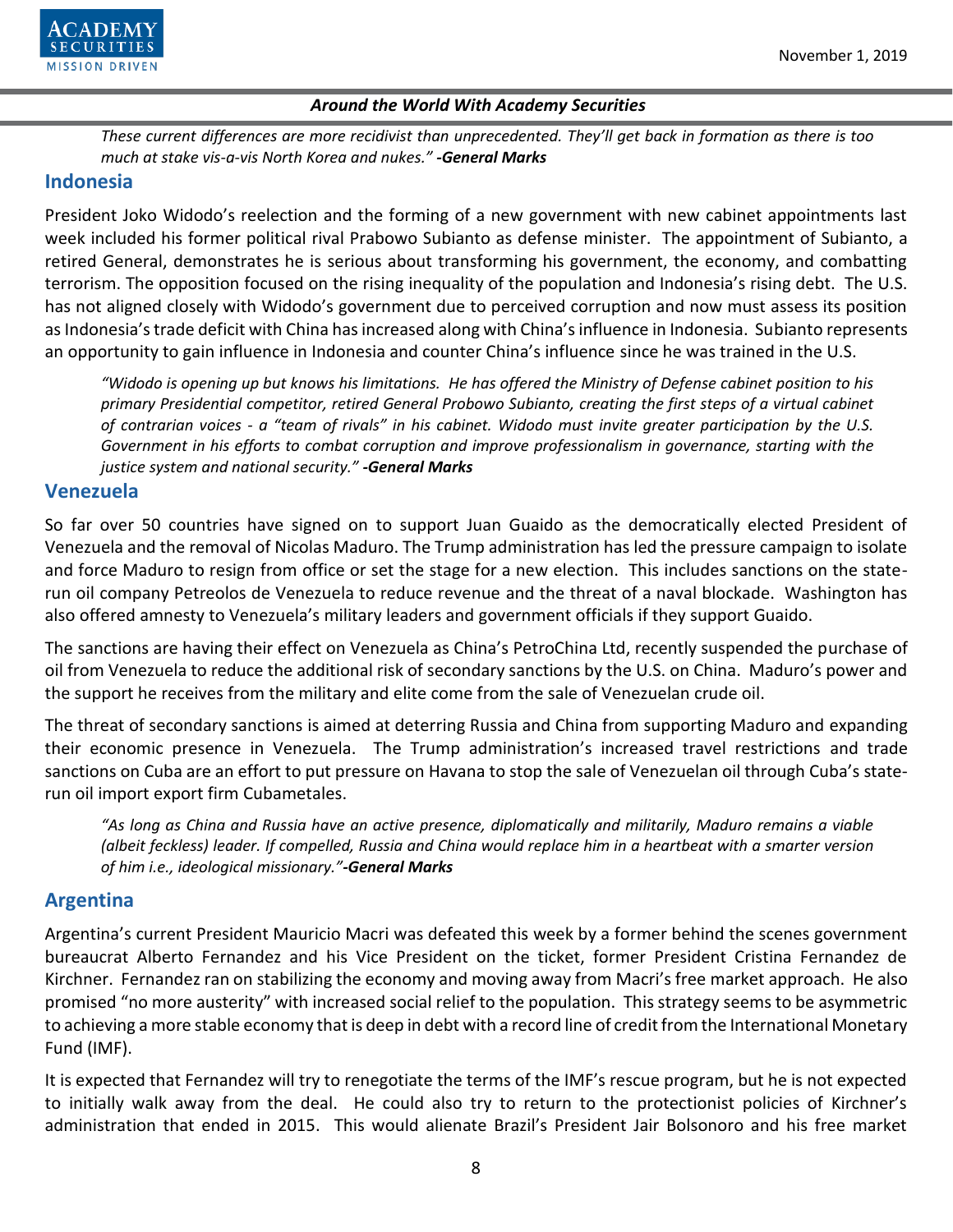*These current differences are more recidivist than unprecedented. They'll get back in formation as there is too much at stake vis-a-vis North Korea and nukes." **-General Marks***

## Indonesia

President Joko Widodo's reelection and the forming of a new government with new cabinet appointments last week included his former political rival Prabowo Subianto as defense minister. The appointment of Subianto, a retired General, demonstrates he is serious about transforming his government, the economy, and combatting terrorism. The opposition focused on the rising inequality of the population and Indonesia's rising debt. The U.S. has not aligned closely with Widodo's government due to perceived corruption and now must assess its position as Indonesia's trade deficit with China has increased along with China's influence in Indonesia. Subianto represents an opportunity to gain influence in Indonesia and counter China's influence since he was trained in the U.S.

> *"Widodo is opening up but knows his limitations. He has offered the Ministry of Defense cabinet position to his primary Presidential competitor, retired General Probowo Subianto, creating the first steps of a virtual cabinet of contrarian voices - a "team of rivals" in his cabinet. Widodo must invite greater participation by the U.S. Government in his efforts to combat corruption and improve professionalism in governance, starting with the justice system and national security." **-General Marks***

## Venezuela

So far over 50 countries have signed on to support Juan Guaido as the democratically elected President of Venezuela and the removal of Nicolas Maduro. The Trump administration has led the pressure campaign to isolate and force Maduro to resign from office or set the stage for a new election. This includes sanctions on the state-run oil company Petreolos de Venezuela to reduce revenue and the threat of a naval blockade. Washington has also offered amnesty to Venezuela's military leaders and government officials if they support Guaido.

The sanctions are having their effect on Venezuela as China's PetroChina Ltd, recently suspended the purchase of oil from Venezuela to reduce the additional risk of secondary sanctions by the U.S. on China. Maduro's power and the support he receives from the military and elite come from the sale of Venezuelan crude oil.

The threat of secondary sanctions is aimed at deterring Russia and China from supporting Maduro and expanding their economic presence in Venezuela. The Trump administration's increased travel restrictions and trade sanctions on Cuba are an effort to put pressure on Havana to stop the sale of Venezuelan oil through Cuba's state-run oil import export firm Cubametales.

> *"As long as China and Russia have an active presence, diplomatically and militarily, Maduro remains a viable (albeit feckless) leader. If compelled, Russia and China would replace him in a heartbeat with a smarter version of him i.e., ideological missionary."**-General Marks***

## Argentina

Argentina's current President Mauricio Macri was defeated this week by a former behind the scenes government bureaucrat Alberto Fernandez and his Vice President on the ticket, former President Cristina Fernandez de Kirchner. Fernandez ran on stabilizing the economy and moving away from Macri's free market approach. He also promised "no more austerity" with increased social relief to the population. This strategy seems to be asymmetric to achieving a more stable economy that is deep in debt with a record line of credit from the International Monetary Fund (IMF).

It is expected that Fernandez will try to renegotiate the terms of the IMF's rescue program, but he is not expected to initially walk away from the deal. He could also try to return to the protectionist policies of Kirchner's administration that ended in 2015. This would alienate Brazil's President Jair Bolsonoro and his free market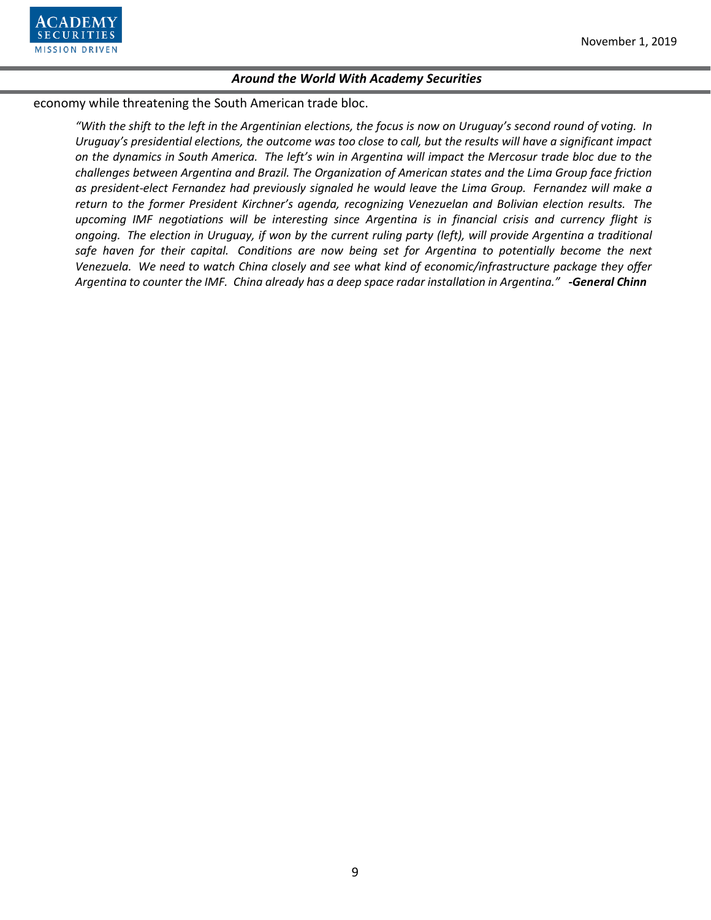economy while threatening the South American trade bloc.

> *"With the shift to the left in the Argentinian elections, the focus is now on Uruguay's second round of voting. In Uruguay's presidential elections, the outcome was too close to call, but the results will have a significant impact on the dynamics in South America. The left's win in Argentina will impact the Mercosur trade bloc due to the challenges between Argentina and Brazil. The Organization of American states and the Lima Group face friction as president-elect Fernandez had previously signaled he would leave the Lima Group. Fernandez will make a return to the former President Kirchner's agenda, recognizing Venezuelan and Bolivian election results. The upcoming IMF negotiations will be interesting since Argentina is in financial crisis and currency flight is ongoing. The election in Uruguay, if won by the current ruling party (left), will provide Argentina a traditional safe haven for their capital. Conditions are now being set for Argentina to potentially become the next Venezuela. We need to watch China closely and see what kind of economic/infrastructure package they offer Argentina to counter the IMF. China already has a deep space radar installation in Argentina."* ***-General Chinn***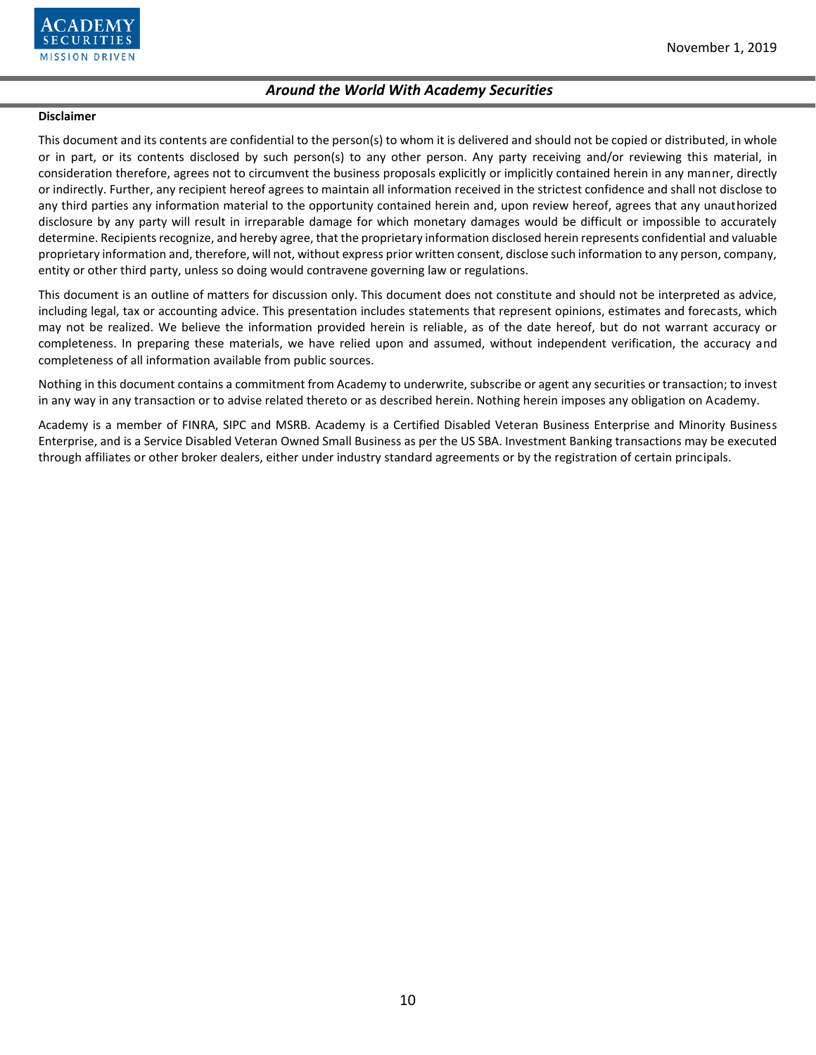**Disclaimer**

This document and its contents are confidential to the person(s) to whom it is delivered and should not be copied or distributed, in whole or in part, or its contents disclosed by such person(s) to any other person. Any party receiving and/or reviewing this material, in consideration therefore, agrees not to circumvent the business proposals explicitly or implicitly contained herein in any manner, directly or indirectly. Further, any recipient hereof agrees to maintain all information received in the strictest confidence and shall not disclose to any third parties any information material to the opportunity contained herein and, upon review hereof, agrees that any unauthorized disclosure by any party will result in irreparable damage for which monetary damages would be difficult or impossible to accurately determine. Recipients recognize, and hereby agree, that the proprietary information disclosed herein represents confidential and valuable proprietary information and, therefore, will not, without express prior written consent, disclose such information to any person, company, entity or other third party, unless so doing would contravene governing law or regulations.

This document is an outline of matters for discussion only. This document does not constitute and should not be interpreted as advice, including legal, tax or accounting advice. This presentation includes statements that represent opinions, estimates and forecasts, which may not be realized. We believe the information provided herein is reliable, as of the date hereof, but do not warrant accuracy or completeness. In preparing these materials, we have relied upon and assumed, without independent verification, the accuracy and completeness of all information available from public sources.

Nothing in this document contains a commitment from Academy to underwrite, subscribe or agent any securities or transaction; to invest in any way in any transaction or to advise related thereto or as described herein. Nothing herein imposes any obligation on Academy.

Academy is a member of FINRA, SIPC and MSRB. Academy is a Certified Disabled Veteran Business Enterprise and Minority Business Enterprise, and is a Service Disabled Veteran Owned Small Business as per the US SBA. Investment Banking transactions may be executed through affiliates or other broker dealers, either under industry standard agreements or by the registration of certain principals.